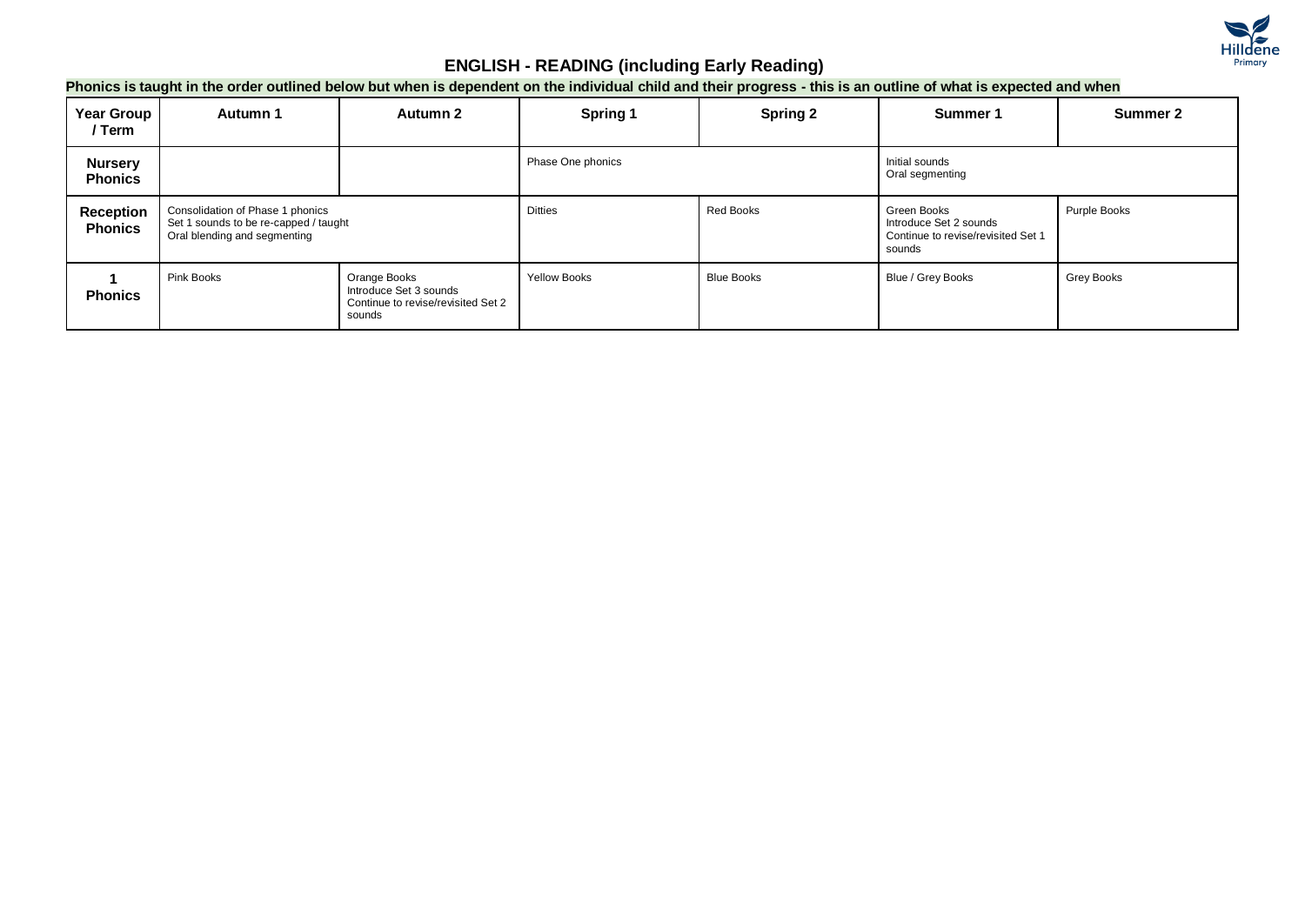# ENGLISH - READING (including Early Reading)

**Phonics is taught in the order outlined below but when is dependent on the individual child and their progress - this is an outline of what is expected and when**

| Year Group / Term | Autumn 1 | Autumn 2 | Spring 1 | Spring 2 | Summer 1 | Summer 2 |
|---|---|---|---|---|---|---|
| **Nursery Phonics** | | | Phase One phonics | | Initial sounds<br>Oral segmenting | |
| **Reception Phonics** | Consolidation of Phase 1 phonics<br>Set 1 sounds to be re-capped / taught<br>Oral blending and segmenting | | Ditties | Red Books | Green Books<br>Introduce Set 2 sounds<br>Continue to revise/revisited Set 1 sounds | Purple Books |
| **1 Phonics** | Pink Books | Orange Books<br>Introduce Set 3 sounds<br>Continue to revise/revisited Set 2 sounds | Yellow Books | Blue Books | Blue / Grey Books | Grey Books |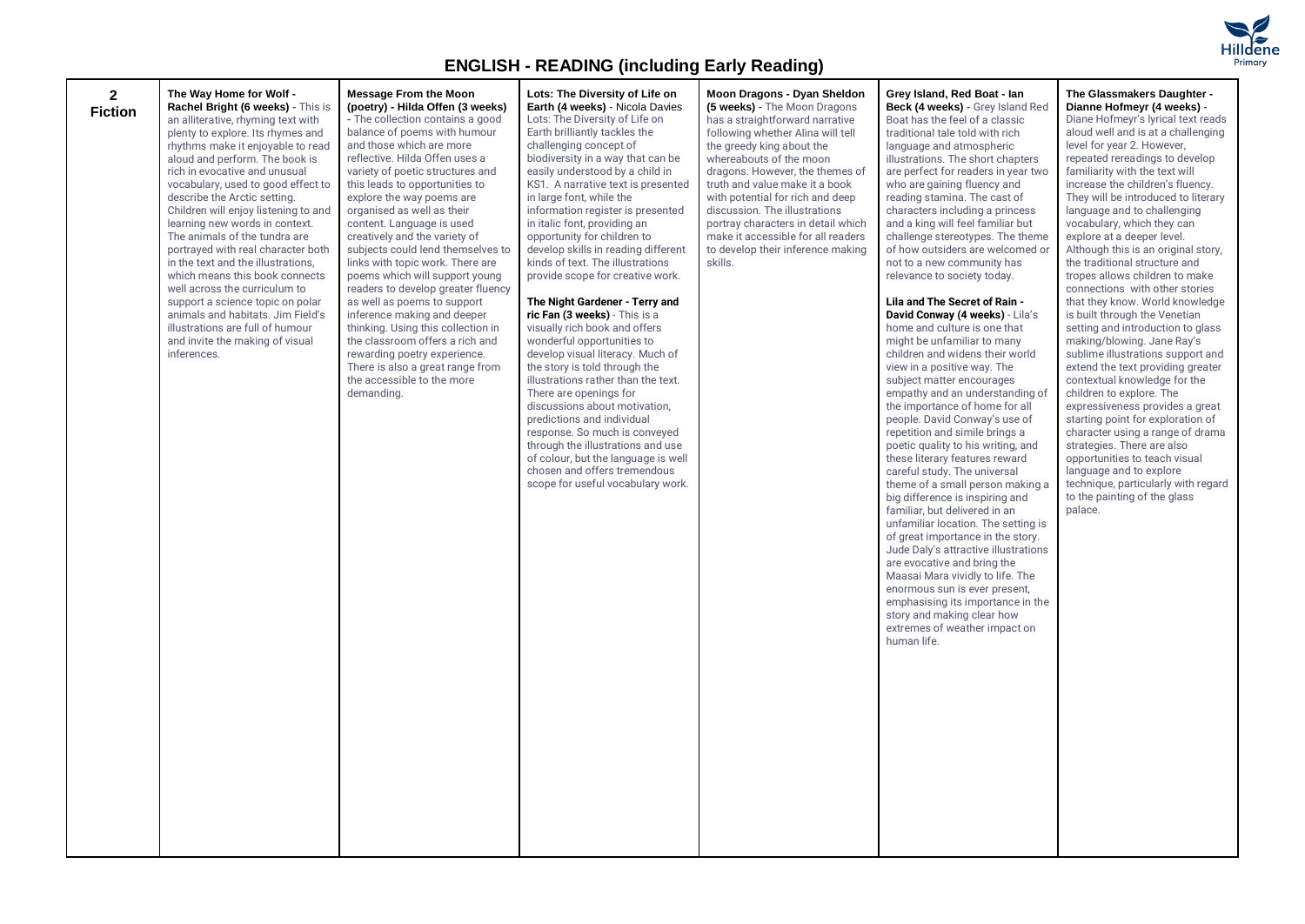# ENGLISH - READING (including Early Reading)

| 2 Fiction | **The Way Home for Wolf - Rachel Bright (6 weeks)** - This is an alliterative, rhyming text with plenty to explore. Its rhymes and rhythms make it enjoyable to read aloud and perform. The book is rich in evocative and unusual vocabulary, used to good effect to describe the Arctic setting. Children will enjoy listening to and learning new words in context. The animals of the tundra are portrayed with real character both in the text and the illustrations, which means this book connects well across the curriculum to support a science topic on polar animals and habitats. Jim Field's illustrations are full of humour and invite the making of visual inferences. | **Message From the Moon (poetry) - Hilda Offen (3 weeks)** - The collection contains a good balance of poems with humour and those which are more reflective. Hilda Offen uses a variety of poetic structures and this leads to opportunities to explore the way poems are organised as well as their content. Language is used creatively and the variety of subjects could lend themselves to links with topic work. There are poems which will support young readers to develop greater fluency as well as poems to support inference making and deeper thinking. Using this collection in the classroom offers a rich and rewarding poetry experience. There is also a great range from the accessible to the more demanding. | **Lots: The Diversity of Life on Earth (4 weeks)** - Nicola Davies Lots: The Diversity of Life on Earth brilliantly tackles the challenging concept of biodiversity in a way that can be easily understood by a child in KS1. A narrative text is presented in large font, while the information register is presented in italic font, providing an opportunity for children to develop skills in reading different kinds of text. The illustrations provide scope for creative work.<br><br>**The Night Gardener - Terry and ric Fan (3 weeks)** - This is a visually rich book and offers wonderful opportunities to develop visual literacy. Much of the story is told through the illustrations rather than the text. There are openings for discussions about motivation, predictions and individual response. So much is conveyed through the illustrations and use of colour, but the language is well chosen and offers tremendous scope for useful vocabulary work. | **Moon Dragons - Dyan Sheldon (5 weeks)** - The Moon Dragons has a straightforward narrative following whether Alina will tell the greedy king about the whereabouts of the moon dragons. However, the themes of truth and value make it a book with potential for rich and deep discussion. The illustrations portray characters in detail which make it accessible for all readers to develop their inference making skills. | **Grey Island, Red Boat - Ian Beck (4 weeks)** - Grey Island Red Boat has the feel of a classic traditional tale told with rich language and atmospheric illustrations. The short chapters are perfect for readers in year two who are gaining fluency and reading stamina. The cast of characters including a princess and a king will feel familiar but challenge stereotypes. The theme of how outsiders are welcomed or not to a new community has relevance to society today.<br><br>**Lila and The Secret of Rain - David Conway (4 weeks)** - Lila's home and culture is one that might be unfamiliar to many children and widens their world view in a positive way. The subject matter encourages empathy and an understanding of the importance of home for all people. David Conway's use of repetition and simile brings a poetic quality to his writing, and these literary features reward careful study. The universal theme of a small person making a big difference is inspiring and familiar, but delivered in an unfamiliar location. The setting is of great importance in the story. Jude Daly's attractive illustrations are evocative and bring the Maasai Mara vividly to life. The enormous sun is ever present, emphasising its importance in the story and making clear how extremes of weather impact on human life. | **The Glassmakers Daughter - Dianne Hofmeyr (4 weeks)** - Diane Hofmeyr's lyrical text reads aloud well and is at a challenging level for year 2. However, repeated rereadings to develop familiarity with the text will increase the children's fluency. They will be introduced to literary language and to challenging vocabulary, which they can explore at a deeper level. Although this is an original story, the traditional structure and tropes allows children to make connections with other stories that they know. World knowledge is built through the Venetian setting and introduction to glass making/blowing. Jane Ray's sublime illustrations support and extend the text providing greater contextual knowledge for the children to explore. The expressiveness provides a great starting point for exploration of character using a range of drama strategies. There are also opportunities to teach visual language and to explore technique, particularly with regard to the painting of the glass palace. |
|---|---|---|---|---|---|---|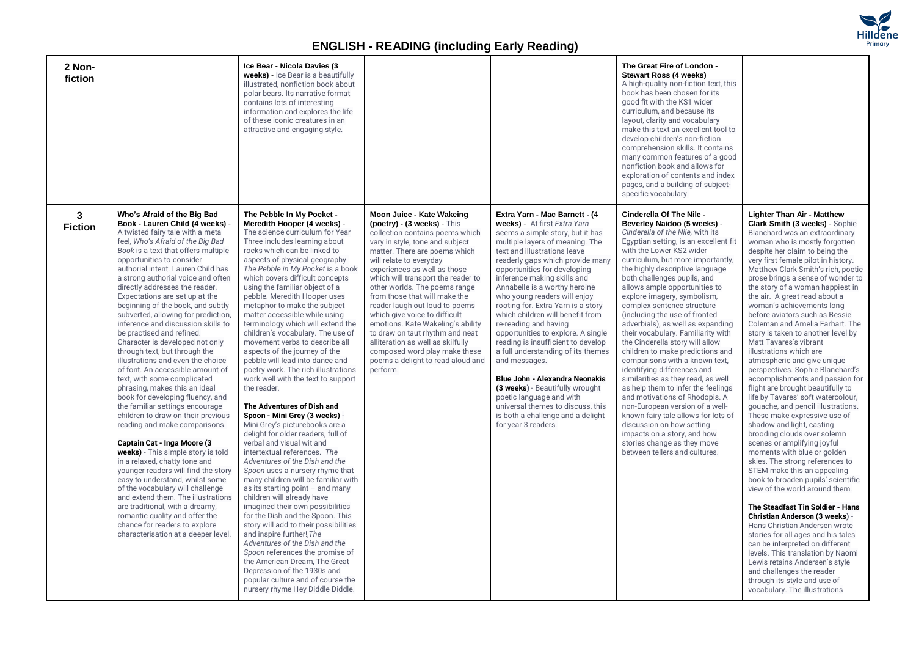# ENGLISH - READING (including Early Reading)

| | | | | | | |
|---|---|---|---|---|---|---|
| **2 Non-fiction** | | **Ice Bear - Nicola Davies (3 weeks)** - Ice Bear is a beautifully illustrated, nonfiction book about polar bears. Its narrative format contains lots of interesting information and explores the life of these iconic creatures in an attractive and engaging style. | | | **The Great Fire of London - Stewart Ross (4 weeks)** A high-quality non-fiction text, this book has been chosen for its good fit with the KS1 wider curriculum, and because its layout, clarity and vocabulary make this text an excellent tool to develop children's non-fiction comprehension skills. It contains many common features of a good nonfiction book and allows for exploration of contents and index pages, and a building of subject-specific vocabulary. | |
| **3 Fiction** | **Who's Afraid of the Big Bad Book - Lauren Child (4 weeks)** - A twisted fairy tale with a meta feel, *Who's Afraid of the Big Bad Book* is a text that offers multiple opportunities to consider authorial intent. Lauren Child has a strong authorial voice and often directly addresses the reader. Expectations are set up at the beginning of the book, and subtly subverted, allowing for prediction, inference and discussion skills to be practised and refined. Character is developed not only through text, but through the illustrations and even the choice of font. An accessible amount of text, with some complicated phrasing, makes this an ideal book for developing fluency, and the familiar settings encourage children to draw on their previous reading and make comparisons.<br><br>**Captain Cat - Inga Moore (3 weeks)** - This simple story is told in a relaxed, chatty tone and younger readers will find the story easy to understand, whilst some of the vocabulary will challenge and extend them. The illustrations are traditional, with a dreamy, romantic quality and offer the chance for readers to explore characterisation at a deeper level. | **The Pebble In My Pocket - Meredith Hooper (4 weeks)** - The science curriculum for Year Three includes learning about rocks which can be linked to aspects of physical geography. *The Pebble in My Pocket* is a book which covers difficult concepts using the familiar object of a pebble. Meredith Hooper uses metaphor to make the subject matter accessible while using terminology which will extend the children's vocabulary. The use of movement verbs to describe all aspects of the journey of the pebble will lead into dance and poetry work. The rich illustrations work well with the text to support the reader.<br><br>**The Adventures of Dish and Spoon - Mini Grey (3 weeks)** - Mini Grey's picturebooks are a delight for older readers, full of verbal and visual wit and intertextual references. *The Adventures of the Dish and the Spoon* uses a nursery rhyme that many children will be familiar with as its starting point – and many children will already have imagined their own possibilities for the Dish and the Spoon. This story will add to their possibilities and inspire further!,*The Adventures of the Dish and the Spoon* references the promise of the American Dream, The Great Depression of the 1930s and popular culture and of course the nursery rhyme Hey Diddle Diddle. | **Moon Juice - Kate Wakeing (poetry) - (3 weeks)** - This collection contains poems which vary in style, tone and subject matter. There are poems which will relate to everyday experiences as well as those which will transport the reader to other worlds. The poems range from those that will make the reader laugh out loud to poems which give voice to difficult emotions. Kate Wakeling's ability to draw on taut rhythm and neat alliteration as well as skilfully composed word play make these poems a delight to read aloud and perform. | **Extra Yarn - Mac Barnett - (4 weeks)** - At first *Extra Yarn* seems a simple story, but it has multiple layers of meaning. The text and illustrations leave readerly gaps which provide many opportunities for developing inference making skills and Annabelle is a worthy heroine who young readers will enjoy rooting for. Extra Yarn is a story which children will benefit from re-reading and having opportunities to explore. A single reading is insufficient to develop a full understanding of its themes and messages.<br><br>**Blue John - Alexandra Neonakis (3 weeks)** - Beautifully wrought poetic language and with universal themes to discuss, this is both a challenge and a delight for year 3 readers. | **Cinderella Of The Nile - Beverley Naidoo (5 weeks)** - *Cinderella of the Nile,* with its Egyptian setting, is an excellent fit with the Lower KS2 wider curriculum, but more importantly, the highly descriptive language both challenges pupils, and allows ample opportunities to explore imagery, symbolism, complex sentence structure (including the use of fronted adverbials), as well as expanding their vocabulary. Familiarity with the Cinderella story will allow children to make predictions and comparisons with a known text, identifying differences and similarities as they read, as well as help them to infer the feelings and motivations of Rhodopis. A non-European version of a well-known fairy tale allows for lots of discussion on how setting impacts on a story, and how stories change as they move between tellers and cultures. | **Lighter Than Air - Matthew Clark Smith (3 weeks)** - Sophie Blanchard was an extraordinary woman who is mostly forgotten despite her claim to being the very first female pilot in history. Matthew Clark Smith's rich, poetic prose brings a sense of wonder to the story of a woman happiest in the air. A great read about a woman's achievements long before aviators such as Bessie Coleman and Amelia Earhart. The story is taken to another level by Matt Tavares's vibrant illustrations which are atmospheric and give unique perspectives. Sophie Blanchard's accomplishments and passion for flight are brought beautifully to life by Tavares' soft watercolour, gouache, and pencil illustrations. These make expressive use of shadow and light, casting brooding clouds over solemn scenes or amplifying joyful moments with blue or golden skies. The strong references to STEM make this an appealing book to broaden pupils' scientific view of the world around them.<br><br>**The Steadfast Tin Soldier - Hans Christian Anderson (3 weeks)** - Hans Christian Andersen wrote stories for all ages and his tales can be interpreted on different levels. This translation by Naomi Lewis retains Andersen's style and challenges the reader through its style and use of vocabulary. The illustrations |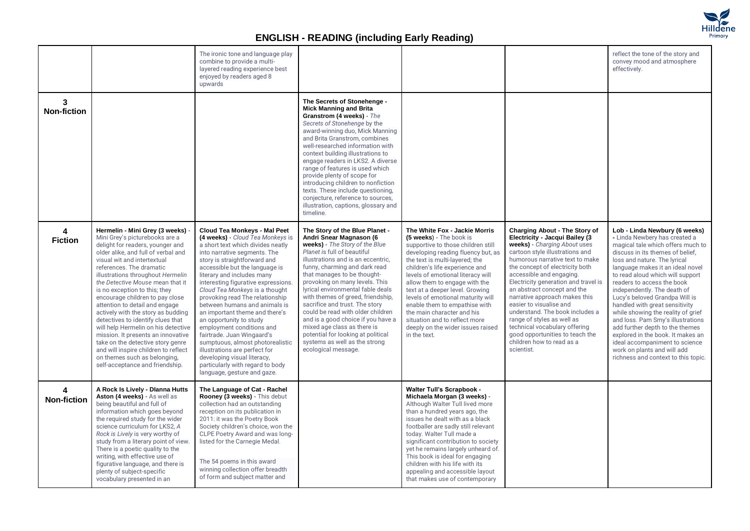## ENGLISH - READING (including Early Reading)

| | | | | | | |
|---|---|---|---|---|---|---|
| | | The ironic tone and language play combine to provide a multi-layered reading experience best enjoyed by readers aged 8 upwards | | | | reflect the tone of the story and convey mood and atmosphere effectively. |
| **3 Non-fiction** | | | **The Secrets of Stonehenge - Mick Manning and Brita Granstrom (4 weeks)** - *The Secrets of Stonehenge* by the award-winning duo, Mick Manning and Brita Granstrom, combines well-researched information with context building illustrations to engage readers in LKS2. A diverse range of features is used which provide plenty of scope for introducing children to nonfiction texts. These include questioning, conjecture, reference to sources, illustration, captions, glossary and timeline. | | | |
| **4 Fiction** | **Hermelin - Mini Grey (3 weeks)** - Mini Grey's picturebooks are a delight for readers, younger and older alike, and full of verbal and visual wit and intertextual references. The dramatic illustrations throughout *Hermelin the Detective Mouse* mean that it is no exception to this; they encourage children to pay close attention to detail and engage actively with the story as budding detectives to identify clues that will help Hermelin on his detective mission. It presents an innovative take on the detective story genre and will inspire children to reflect on themes such as belonging, self-acceptance and friendship. | **Cloud Tea Monkeys - Mal Peet (4 weeks)** - *Cloud Tea Monkeys* is a short text which divides neatly into narrative segments. The story is straightforward and accessible but the language is literary and includes many interesting figurative expressions. *Cloud Tea Monkeys* is a thought provoking read The relationship between humans and animals is an important theme and there's an opportunity to study employment conditions and fairtrade. Juan Wingaard's sumptuous, almost photorealistic illustrations are perfect for developing visual literacy, particularly with regard to body language, gesture and gaze. | **The Story of the Blue Planet - Andri Snear Magnason (6 weeks)** - *The Story of the Blue Planet* is full of beautiful illustrations and is an eccentric, funny, charming and dark read that manages to be thought-provoking on many levels. This lyrical environmental fable deals with themes of greed, friendship, sacrifice and trust. The story could be read with older children and is a good choice if you have a mixed age class as there is potential for looking at political systems as well as the strong ecological message. | **The White Fox - Jackie Morris (5 weeks)** - The book is supportive to those children still developing reading fluency but, as the text is multi-layered; the children's life experience and levels of emotional literacy will allow them to engage with the text at a deeper level. Growing levels of emotional maturity will enable them to empathise with the main character and his situation and to reflect more deeply on the wider issues raised in the text. | **Charging About - The Story of Electricity - Jacqui Bailey (3 weeks)** - *Charging About* uses cartoon style illustrations and humorous narrative text to make the concept of electricity both accessible and engaging. Electricity generation and travel is an abstract concept and the narrative approach makes this easier to visualise and understand. The book includes a range of styles as well as technical vocabulary offering good opportunities to teach the children how to read as a scientist. | **Lob - Linda Newbury (6 weeks)** - Linda Newbery has created a magical tale which offers much to discuss in its themes of belief, loss and nature. The lyrical language makes it an ideal novel to read aloud which will support readers to access the book independently. The death of Lucy's beloved Grandpa Will is handled with great sensitivity while showing the reality of grief and loss. Pam Smy's illustrations add further depth to the themes explored in the book. It makes an ideal accompaniment to science work on plants and will add richness and context to this topic. |
| **4 Non-fiction** | **A Rock Is Lively - Dlanna Hutts Aston (4 weeks)** - As well as being beautiful and full of information which goes beyond the required study for the wider science curriculum for LKS2, *A Rock is Lively* is very worthy of study from a literary point of view. There is a poetic quality to the writing, with effective use of figurative language, and there is plenty of subject-specific vocabulary presented in an | **The Language of Cat - Rachel Rooney (3 weeks)** - This debut collection had an outstanding reception on its publication in 2011: it was the Poetry Book Society children's choice, won the CLPE Poetry Award and was long-listed for the Carnegie Medal.<br><br>The 54 poems in this award winning collection offer breadth of form and subject matter and | | **Walter Tull's Scrapbook - Michaela Morgan (3 weeks)** - Although Walter Tull lived more than a hundred years ago, the issues he dealt with as a black footballer are sadly still relevant today. Walter Tull made a significant contribution to society yet he remains largely unheard of. This book is ideal for engaging children with his life with its appealing and accessible layout that makes use of contemporary | | |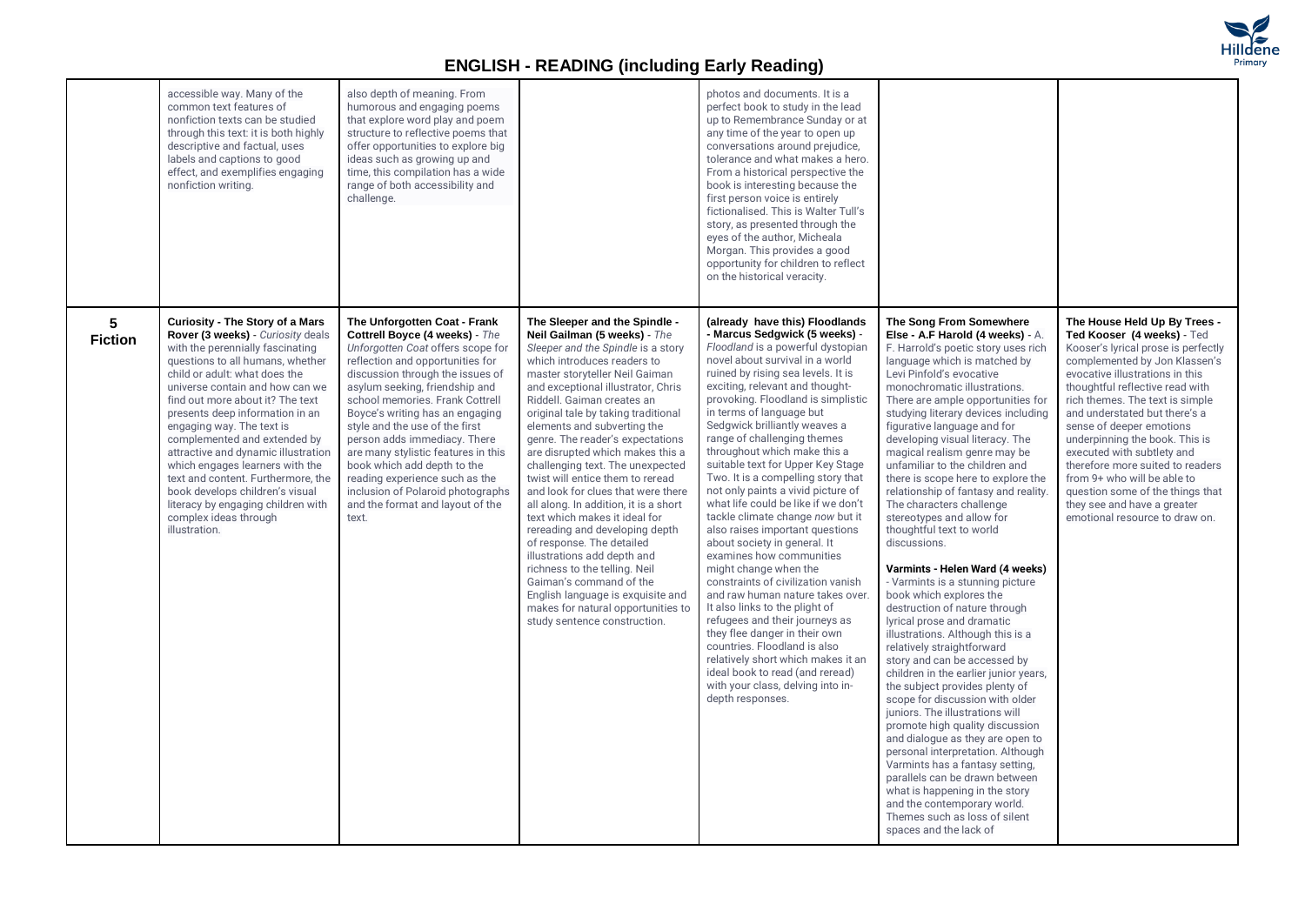# ENGLISH - READING (including Early Reading)

| | | | | | | |
|---|---|---|---|---|---|---|
| | accessible way. Many of the common text features of nonfiction texts can be studied through this text: it is both highly descriptive and factual, uses labels and captions to good effect, and exemplifies engaging nonfiction writing. | also depth of meaning. From humorous and engaging poems that explore word play and poem structure to reflective poems that offer opportunities to explore big ideas such as growing up and time, this compilation has a wide range of both accessibility and challenge. | | photos and documents. It is a perfect book to study in the lead up to Remembrance Sunday or at any time of the year to open up conversations around prejudice, tolerance and what makes a hero. From a historical perspective the book is interesting because the first person voice is entirely fictionalised. This is Walter Tull's story, as presented through the eyes of the author, Micheala Morgan. This provides a good opportunity for children to reflect on the historical veracity. | | |
| **5 Fiction** | **Curiosity - The Story of a Mars Rover (3 weeks)** - *Curiosity* deals with the perennially fascinating questions to all humans, whether child or adult: what does the universe contain and how can we find out more about it? The text presents deep information in an engaging way. The text is complemented and extended by attractive and dynamic illustration which engages learners with the text and content. Furthermore, the book develops children's visual literacy by engaging children with complex ideas through illustration. | **The Unforgotten Coat - Frank Cottrell Boyce (4 weeks)** - *The Unforgotten Coat* offers scope for reflection and opportunities for discussion through the issues of asylum seeking, friendship and school memories. Frank Cottrell Boyce's writing has an engaging style and the use of the first person adds immediacy. There are many stylistic features in this book which add depth to the reading experience such as the inclusion of Polaroid photographs and the format and layout of the text. | **The Sleeper and the Spindle - Neil Gailman (5 weeks)** - *The Sleeper and the Spindle* is a story which introduces readers to master storyteller Neil Gaiman and exceptional illustrator, Chris Riddell. Gaiman creates an original tale by taking traditional elements and subverting the genre. The reader's expectations are disrupted which makes this a challenging text. The unexpected twist will entice them to reread and look for clues that were there all along. In addition, it is a short text which makes it ideal for rereading and developing depth of response. The detailed illustrations add depth and richness to the telling. Neil Gaiman's command of the English language is exquisite and makes for natural opportunities to study sentence construction. | **(already have this) Floodlands - Marcus Sedgwick (5 weeks)** - *Floodland* is a powerful dystopian novel about survival in a world ruined by rising sea levels. It is exciting, relevant and thought-provoking. Floodland is simplistic in terms of language but Sedgwick brilliantly weaves a range of challenging themes throughout which make this a suitable text for Upper Key Stage Two. It is a compelling story that not only paints a vivid picture of what life could be like if we don't tackle climate change *now* but it also raises important questions about society in general. It examines how communities might change when the constraints of civilization vanish and raw human nature takes over. It also links to the plight of refugees and their journeys as they flee danger in their own countries. Floodland is also relatively short which makes it an ideal book to read (and reread) with your class, delving into in-depth responses. | **The Song From Somewhere Else - A.F Harold (4 weeks)** - A. F. Harrold's poetic story uses rich language which is matched by Levi Pinfold's evocative monochromatic illustrations. There are ample opportunities for studying literary devices including figurative language and for developing visual literacy. The magical realism genre may be unfamiliar to the children and there is scope here to explore the relationship of fantasy and reality. The characters challenge stereotypes and allow for thoughtful text to world discussions.<br><br>**Varmints - Helen Ward (4 weeks)** - Varmints is a stunning picture book which explores the destruction of nature through lyrical prose and dramatic illustrations. Although this is a relatively straightforward story and can be accessed by children in the earlier junior years, the subject provides plenty of scope for discussion with older juniors. The illustrations will promote high quality discussion and dialogue as they are open to personal interpretation. Although Varmints has a fantasy setting, parallels can be drawn between what is happening in the story and the contemporary world. Themes such as loss of silent spaces and the lack of | **The House Held Up By Trees - Ted Kooser (4 weeks)** - Ted Kooser's lyrical prose is perfectly complemented by Jon Klassen's evocative illustrations in this thoughtful reflective read with rich themes. The text is simple and understated but there's a sense of deeper emotions underpinning the book. This is executed with subtlety and therefore more suited to readers from 9+ who will be able to question some of the things that they see and have a greater emotional resource to draw on. |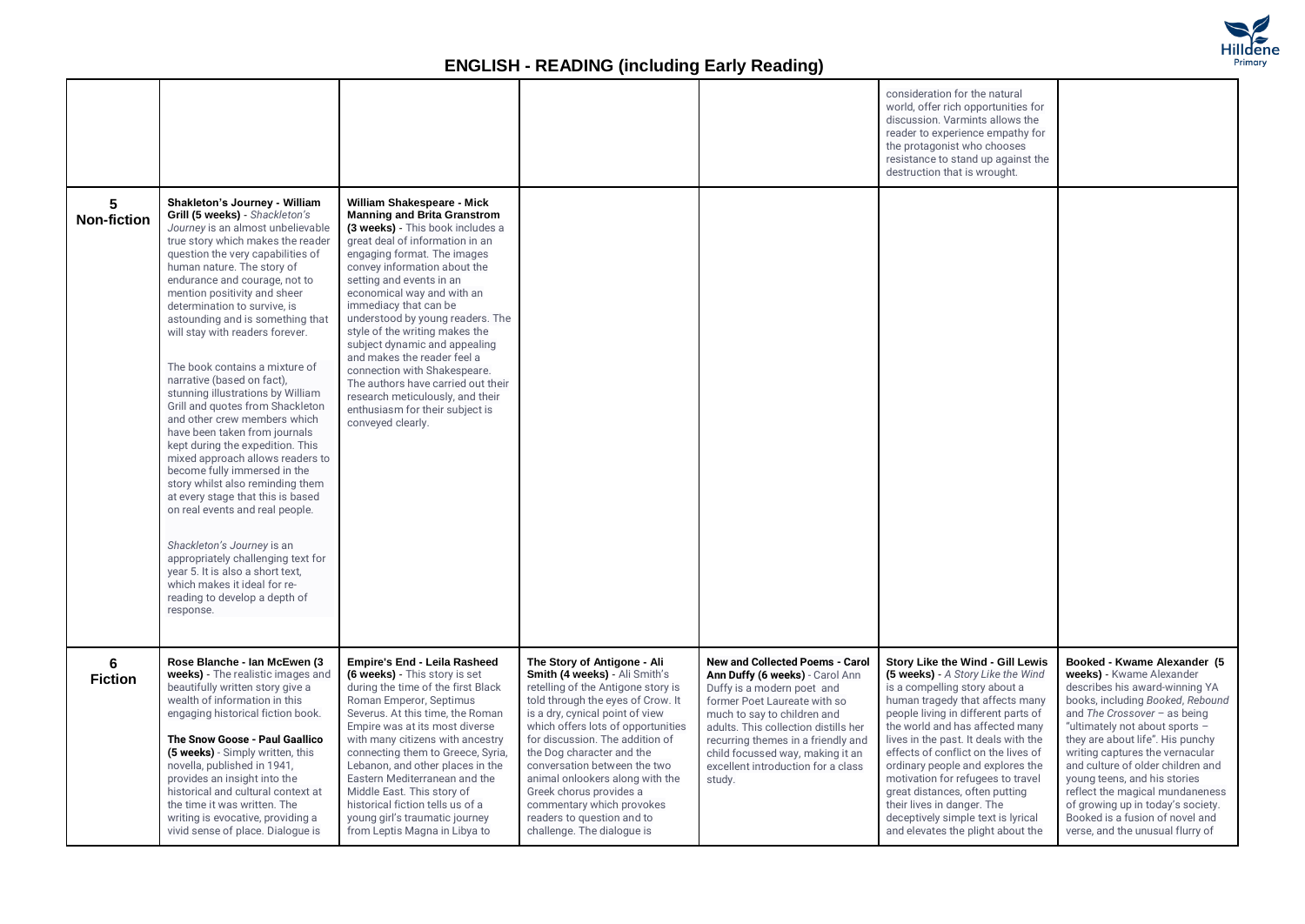## ENGLISH - READING (including Early Reading)

| | | | | | | |
|---|---|---|---|---|---|---|
| | | | | | consideration for the natural world, offer rich opportunities for discussion. Varmints allows the reader to experience empathy for the protagonist who chooses resistance to stand up against the destruction that is wrought. | |
| **5 Non-fiction** | **Shakleton's Journey - William Grill (5 weeks)** - *Shackleton's Journey* is an almost unbelievable true story which makes the reader question the very capabilities of human nature. The story of endurance and courage, not to mention positivity and sheer determination to survive, is astounding and is something that will stay with readers forever.<br><br>The book contains a mixture of narrative (based on fact), stunning illustrations by William Grill and quotes from Shackleton and other crew members which have been taken from journals kept during the expedition. This mixed approach allows readers to become fully immersed in the story whilst also reminding them at every stage that this is based on real events and real people.<br><br>*Shackleton's Journey* is an appropriately challenging text for year 5. It is also a short text, which makes it ideal for re-reading to develop a depth of response. | **William Shakespeare - Mick Manning and Brita Granstrom (3 weeks)** - This book includes a great deal of information in an engaging format. The images convey information about the setting and events in an economical way and with an immediacy that can be understood by young readers. The style of the writing makes the subject dynamic and appealing and makes the reader feel a connection with Shakespeare. The authors have carried out their research meticulously, and their enthusiasm for their subject is conveyed clearly. | | | | |
| **6 Fiction** | **Rose Blanche - Ian McEwen (3 weeks)** - The realistic images and beautifully written story give a wealth of information in this engaging historical fiction book.<br><br>**The Snow Goose - Paul Gaallico (5 weeks)** - Simply written, this novella, published in 1941, provides an insight into the historical and cultural context at the time it was written. The writing is evocative, providing a vivid sense of place. Dialogue is | **Empire's End - Leila Rasheed (6 weeks)** - This story is set during the time of the first Black Roman Emperor, Septimus Severus. At this time, the Roman Empire was at its most diverse with many citizens with ancestry connecting them to Greece, Syria, Lebanon, and other places in the Eastern Mediterranean and the Middle East. This story of historical fiction tells us of a young girl's traumatic journey from Leptis Magna in Libya to | **The Story of Antigone - Ali Smith (4 weeks)** - Ali Smith's retelling of the Antigone story is told through the eyes of Crow. It is a dry, cynical point of view which offers lots of opportunities for discussion. The addition of the Dog character and the conversation between the two animal onlookers along with the Greek chorus provides a commentary which provokes readers to question and to challenge. The dialogue is | **New and Collected Poems - Carol Ann Duffy (6 weeks)** - Carol Ann Duffy is a modern poet and former Poet Laureate with so much to say to children and adults. This collection distills her recurring themes in a friendly and child focussed way, making it an excellent introduction for a class study. | **Story Like the Wind - Gill Lewis (5 weeks)** - *A Story Like the Wind* is a compelling story about a human tragedy that affects many people living in different parts of the world and has affected many lives in the past. It deals with the effects of conflict on the lives of ordinary people and explores the motivation for refugees to travel great distances, often putting their lives in danger. The deceptively simple text is lyrical and elevates the plight about the | **Booked - Kwame Alexander (5 weeks)** - Kwame Alexander describes his award-winning YA books, including *Booked*, *Rebound* and *The Crossover* – as being "ultimately not about sports – they are about life". His punchy writing captures the vernacular and culture of older children and young teens, and his stories reflect the magical mundaneness of growing up in today's society. Booked is a fusion of novel and verse, and the unusual flurry of |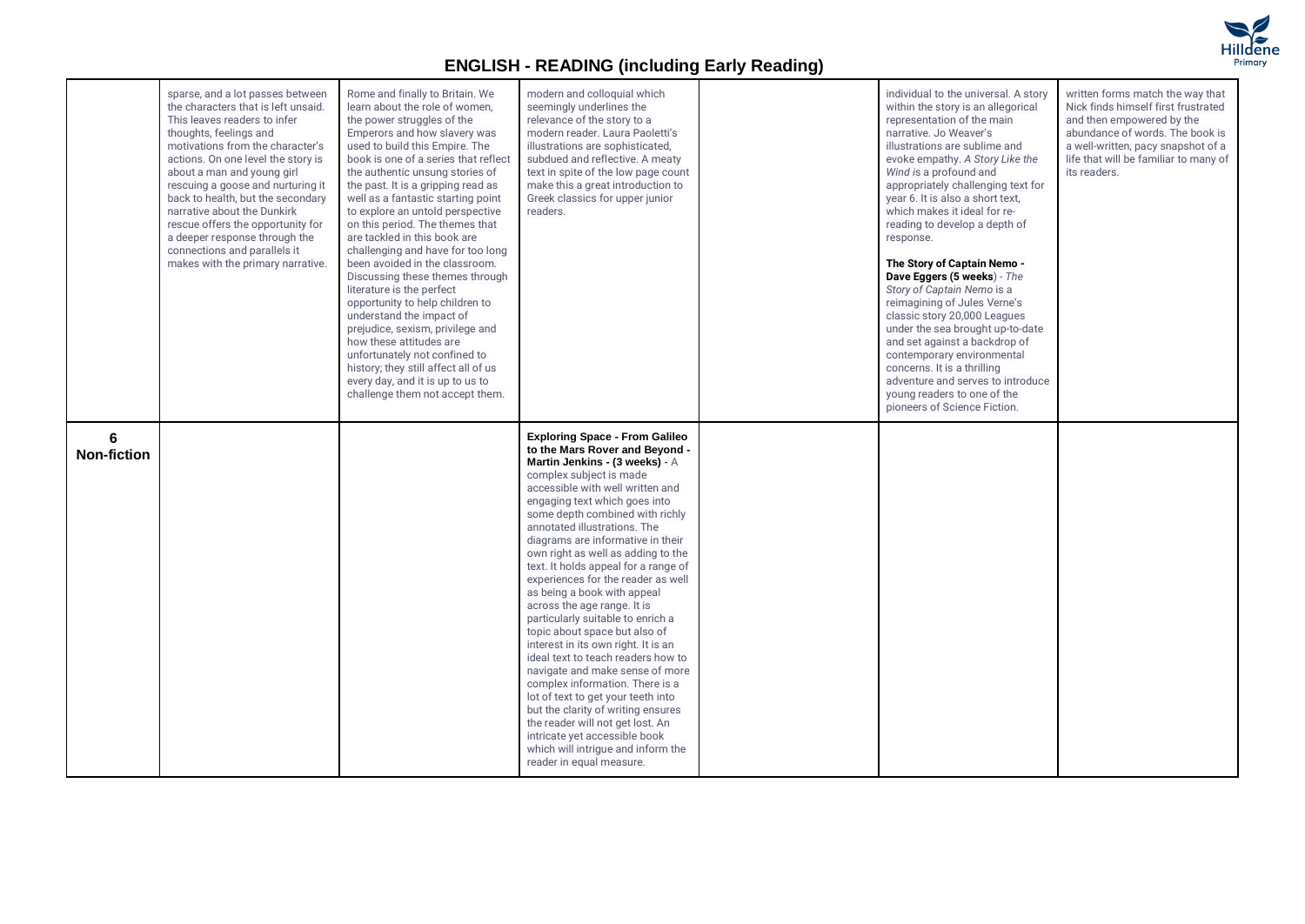# ENGLISH - READING (including Early Reading)

| | | | | | | |
|---|---|---|---|---|---|---|
| | sparse, and a lot passes between the characters that is left unsaid. This leaves readers to infer thoughts, feelings and motivations from the character's actions. On one level the story is about a man and young girl rescuing a goose and nurturing it back to health, but the secondary narrative about the Dunkirk rescue offers the opportunity for a deeper response through the connections and parallels it makes with the primary narrative. | Rome and finally to Britain. We learn about the role of women, the power struggles of the Emperors and how slavery was used to build this Empire. The book is one of a series that reflect the authentic unsung stories of the past. It is a gripping read as well as a fantastic starting point to explore an untold perspective on this period. The themes that are tackled in this book are challenging and have for too long been avoided in the classroom. Discussing these themes through literature is the perfect opportunity to help children to understand the impact of prejudice, sexism, privilege and how these attitudes are unfortunately not confined to history; they still affect all of us every day, and it is up to us to challenge them not accept them. | modern and colloquial which seemingly underlines the relevance of the story to a modern reader. Laura Paoletti's illustrations are sophisticated, subdued and reflective. A meaty text in spite of the low page count make this a great introduction to Greek classics for upper junior readers. | | individual to the universal. A story within the story is an allegorical representation of the main narrative. Jo Weaver's illustrations are sublime and evoke empathy. *A Story Like the Wind* is a profound and appropriately challenging text for year 6. It is also a short text, which makes it ideal for re-reading to develop a depth of response.<br><br>**The Story of Captain Nemo - Dave Eggers (5 weeks)** - *The Story of Captain Nemo* is a reimagining of Jules Verne's classic story 20,000 Leagues under the sea brought up-to-date and set against a backdrop of contemporary environmental concerns. It is a thrilling adventure and serves to introduce young readers to one of the pioneers of Science Fiction. | written forms match the way that Nick finds himself first frustrated and then empowered by the abundance of words. The book is a well-written, pacy snapshot of a life that will be familiar to many of its readers. |
| **6 Non-fiction** | | | **Exploring Space - From Galileo to the Mars Rover and Beyond - Martin Jenkins - (3 weeks)** - A complex subject is made accessible with well written and engaging text which goes into some depth combined with richly annotated illustrations. The diagrams are informative in their own right as well as adding to the text. It holds appeal for a range of experiences for the reader as well as being a book with appeal across the age range. It is particularly suitable to enrich a topic about space but also of interest in its own right. It is an ideal text to teach readers how to navigate and make sense of more complex information. There is a lot of text to get your teeth into but the clarity of writing ensures the reader will not get lost. An intricate yet accessible book which will intrigue and inform the reader in equal measure. | | | |